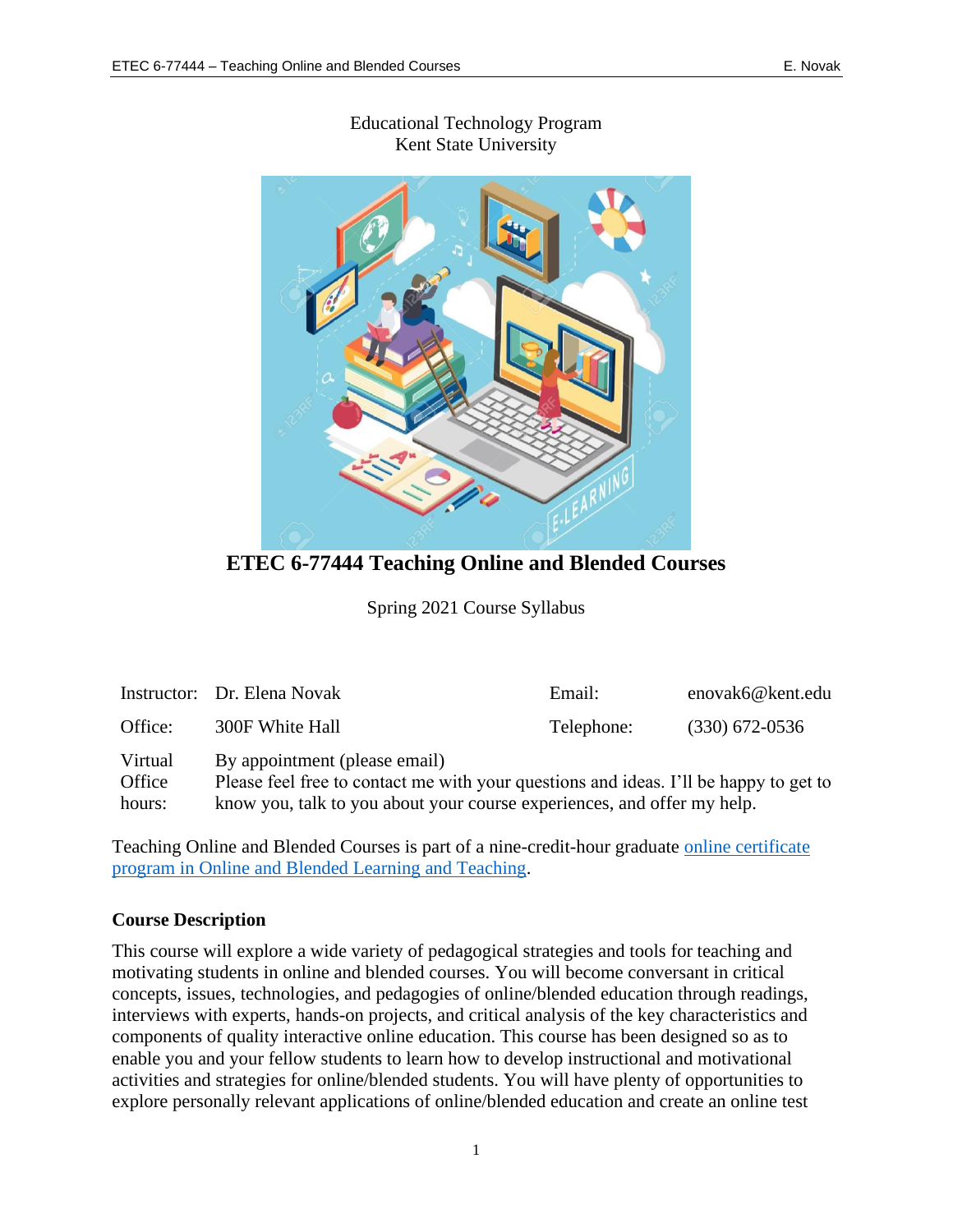Educational Technology Program
Kent State University

# ETEC 6-77444 Teaching Online and Blended Courses

Spring 2021 Course Syllabus

| | | | |
|---|---|---|---|
| Instructor: | Dr. Elena Novak | Email: | enovak6@kent.edu |
| Office: | 300F White Hall | Telephone: | (330) 672-0536 |
| Virtual Office hours: | By appointment (please email)<br>Please feel free to contact me with your questions and ideas. I'll be happy to get to know you, talk to you about your course experiences, and offer my help. | | |

Teaching Online and Blended Courses is part of a nine-credit-hour graduate [online certificate program in Online and Blended Learning and Teaching]().

## Course Description

This course will explore a wide variety of pedagogical strategies and tools for teaching and motivating students in online and blended courses. You will become conversant in critical concepts, issues, technologies, and pedagogies of online/blended education through readings, interviews with experts, hands-on projects, and critical analysis of the key characteristics and components of quality interactive online education. This course has been designed so as to enable you and your fellow students to learn how to develop instructional and motivational activities and strategies for online/blended students. You will have plenty of opportunities to explore personally relevant applications of online/blended education and create an online test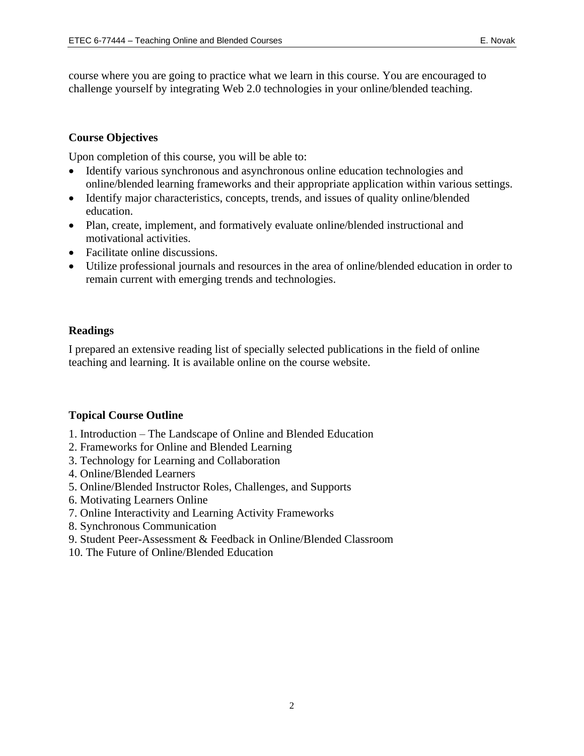course where you are going to practice what we learn in this course. You are encouraged to challenge yourself by integrating Web 2.0 technologies in your online/blended teaching.

## Course Objectives

Upon completion of this course, you will be able to:

- Identify various synchronous and asynchronous online education technologies and online/blended learning frameworks and their appropriate application within various settings.
- Identify major characteristics, concepts, trends, and issues of quality online/blended education.
- Plan, create, implement, and formatively evaluate online/blended instructional and motivational activities.
- Facilitate online discussions.
- Utilize professional journals and resources in the area of online/blended education in order to remain current with emerging trends and technologies.

## Readings

I prepared an extensive reading list of specially selected publications in the field of online teaching and learning. It is available online on the course website.

## Topical Course Outline

1. Introduction – The Landscape of Online and Blended Education
2. Frameworks for Online and Blended Learning
3. Technology for Learning and Collaboration
4. Online/Blended Learners
5. Online/Blended Instructor Roles, Challenges, and Supports
6. Motivating Learners Online
7. Online Interactivity and Learning Activity Frameworks
8. Synchronous Communication
9. Student Peer-Assessment & Feedback in Online/Blended Classroom
10. The Future of Online/Blended Education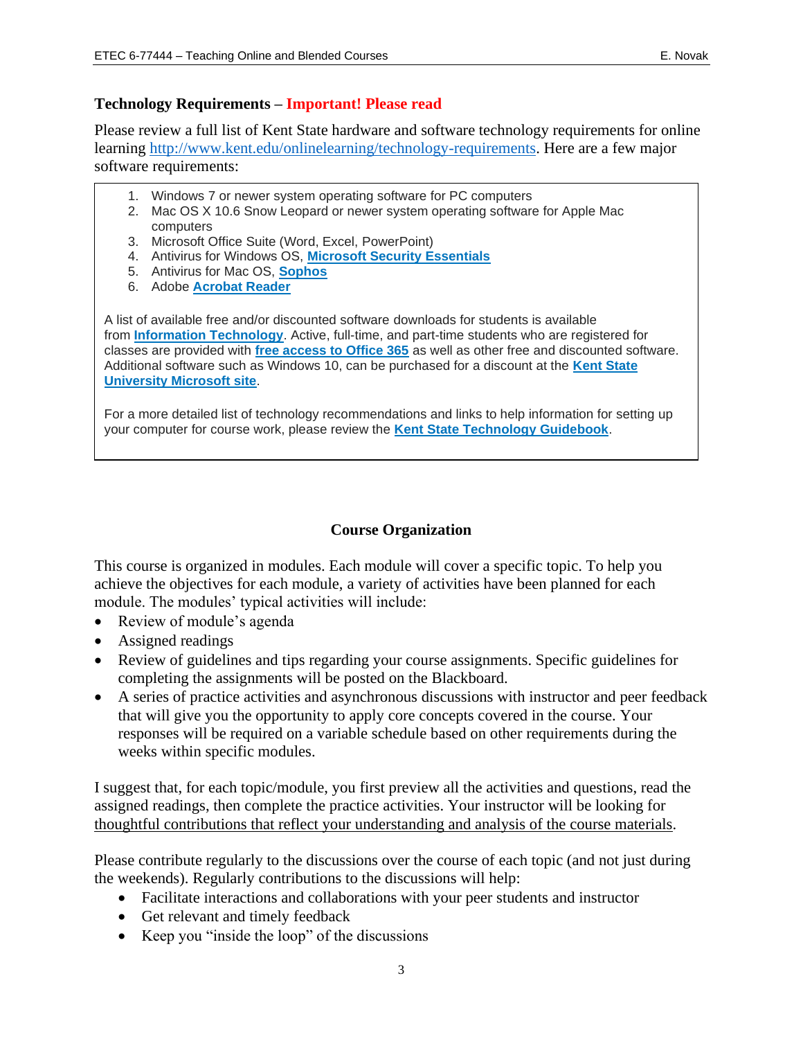**Technology Requirements – Important! Please read**

Please review a full list of Kent State hardware and software technology requirements for online learning http://www.kent.edu/onlinelearning/technology-requirements. Here are a few major software requirements:

1. Windows 7 or newer system operating software for PC computers
2. Mac OS X 10.6 Snow Leopard or newer system operating software for Apple Mac computers
3. Microsoft Office Suite (Word, Excel, PowerPoint)
4. Antivirus for Windows OS, **Microsoft Security Essentials**
5. Antivirus for Mac OS, **Sophos**
6. Adobe **Acrobat Reader**

A list of available free and/or discounted software downloads for students is available from **Information Technology**. Active, full-time, and part-time students who are registered for classes are provided with **free access to Office 365** as well as other free and discounted software. Additional software such as Windows 10, can be purchased for a discount at the **Kent State University Microsoft site**.

For a more detailed list of technology recommendations and links to help information for setting up your computer for course work, please review the **Kent State Technology Guidebook**.

## Course Organization

This course is organized in modules. Each module will cover a specific topic. To help you achieve the objectives for each module, a variety of activities have been planned for each module. The modules' typical activities will include:

- Review of module's agenda
- Assigned readings
- Review of guidelines and tips regarding your course assignments. Specific guidelines for completing the assignments will be posted on the Blackboard.
- A series of practice activities and asynchronous discussions with instructor and peer feedback that will give you the opportunity to apply core concepts covered in the course. Your responses will be required on a variable schedule based on other requirements during the weeks within specific modules.

I suggest that, for each topic/module, you first preview all the activities and questions, read the assigned readings, then complete the practice activities. Your instructor will be looking for thoughtful contributions that reflect your understanding and analysis of the course materials.

Please contribute regularly to the discussions over the course of each topic (and not just during the weekends). Regularly contributions to the discussions will help:

- Facilitate interactions and collaborations with your peer students and instructor
- Get relevant and timely feedback
- Keep you "inside the loop" of the discussions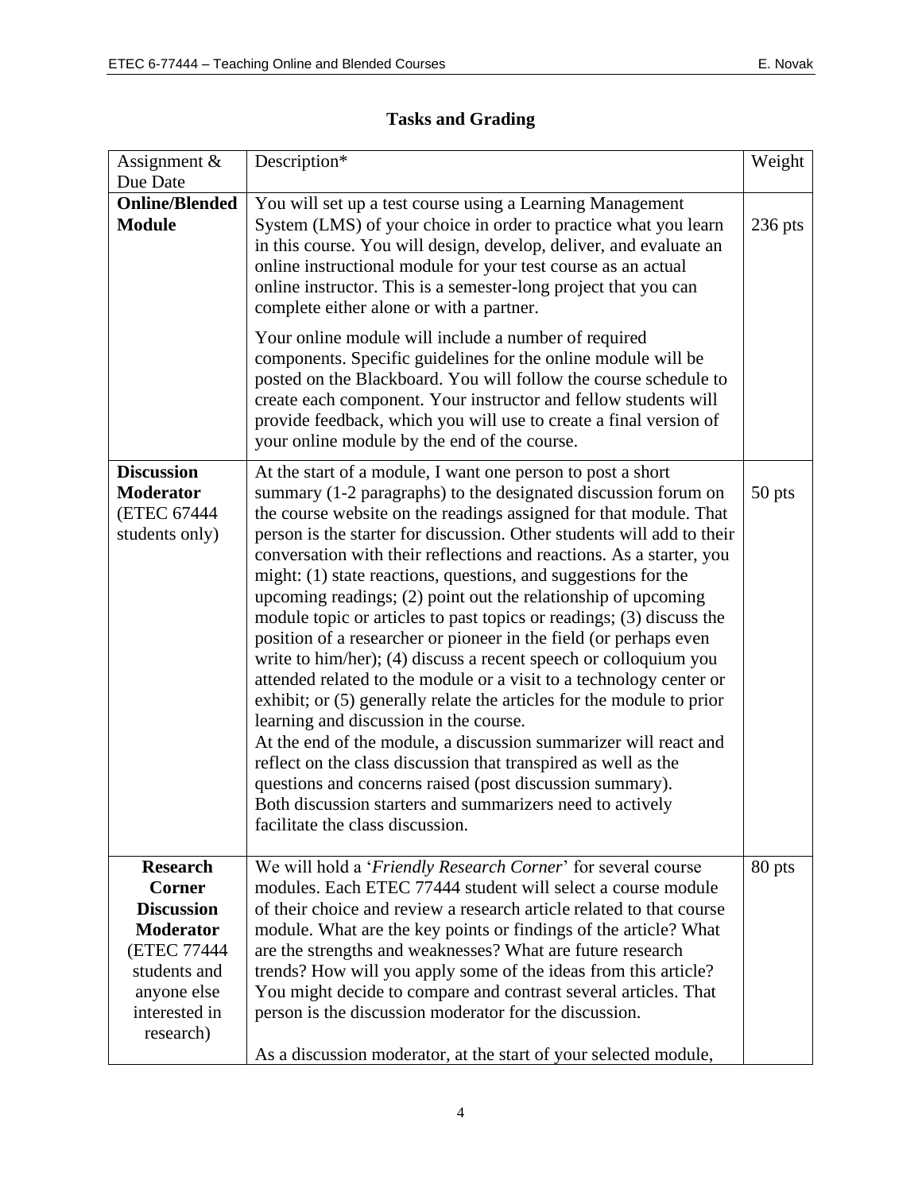## Tasks and Grading

| Assignment & Due Date | Description* | Weight |
|---|---|---|
| **Online/Blended Module** | You will set up a test course using a Learning Management System (LMS) of your choice in order to practice what you learn in this course. You will design, develop, deliver, and evaluate an online instructional module for your test course as an actual online instructor. This is a semester-long project that you can complete either alone or with a partner.<br><br>Your online module will include a number of required components. Specific guidelines for the online module will be posted on the Blackboard. You will follow the course schedule to create each component. Your instructor and fellow students will provide feedback, which you will use to create a final version of your online module by the end of the course. | 236 pts |
| **Discussion Moderator** (ETEC 67444 students only) | At the start of a module, I want one person to post a short summary (1-2 paragraphs) to the designated discussion forum on the course website on the readings assigned for that module. That person is the starter for discussion. Other students will add to their conversation with their reflections and reactions. As a starter, you might: (1) state reactions, questions, and suggestions for the upcoming readings; (2) point out the relationship of upcoming module topic or articles to past topics or readings; (3) discuss the position of a researcher or pioneer in the field (or perhaps even write to him/her); (4) discuss a recent speech or colloquium you attended related to the module or a visit to a technology center or exhibit; or (5) generally relate the articles for the module to prior learning and discussion in the course.<br>At the end of the module, a discussion summarizer will react and reflect on the class discussion that transpired as well as the questions and concerns raised (post discussion summary).<br>Both discussion starters and summarizers need to actively facilitate the class discussion. | 50 pts |
| **Research Corner Discussion Moderator** (ETEC 77444 students and anyone else interested in research) | We will hold a '*Friendly Research Corner*' for several course modules. Each ETEC 77444 student will select a course module of their choice and review a research article related to that course module. What are the key points or findings of the article? What are the strengths and weaknesses? What are future research trends? How will you apply some of the ideas from this article? You might decide to compare and contrast several articles. That person is the discussion moderator for the discussion.<br><br>As a discussion moderator, at the start of your selected module, | 80 pts |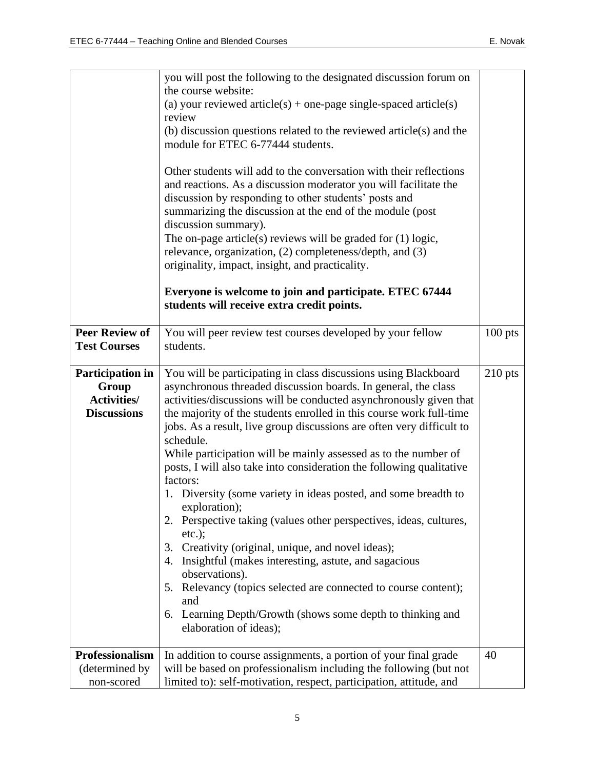| | | |
|---|---|---|
| | you will post the following to the designated discussion forum on the course website:<br>(a) your reviewed article(s) + one-page single-spaced article(s) review<br>(b) discussion questions related to the reviewed article(s) and the module for ETEC 6-77444 students.<br><br>Other students will add to the conversation with their reflections and reactions. As a discussion moderator you will facilitate the discussion by responding to other students' posts and summarizing the discussion at the end of the module (post discussion summary).<br>The on-page article(s) reviews will be graded for (1) logic, relevance, organization, (2) completeness/depth, and (3) originality, impact, insight, and practicality.<br><br>**Everyone is welcome to join and participate. ETEC 67444 students will receive extra credit points.** | |
| **Peer Review of Test Courses** | You will peer review test courses developed by your fellow students. | 100 pts |
| **Participation in Group Activities/ Discussions** | You will be participating in class discussions using Blackboard asynchronous threaded discussion boards. In general, the class activities/discussions will be conducted asynchronously given that the majority of the students enrolled in this course work full-time jobs. As a result, live group discussions are often very difficult to schedule.<br>While participation will be mainly assessed as to the number of posts, I will also take into consideration the following qualitative factors:<br>1. Diversity (some variety in ideas posted, and some breadth to exploration);<br>2. Perspective taking (values other perspectives, ideas, cultures, etc.);<br>3. Creativity (original, unique, and novel ideas);<br>4. Insightful (makes interesting, astute, and sagacious observations).<br>5. Relevancy (topics selected are connected to course content); and<br>6. Learning Depth/Growth (shows some depth to thinking and elaboration of ideas); | 210 pts |
| **Professionalism** (determined by non-scored | In addition to course assignments, a portion of your final grade will be based on professionalism including the following (but not limited to): self-motivation, respect, participation, attitude, and | 40 |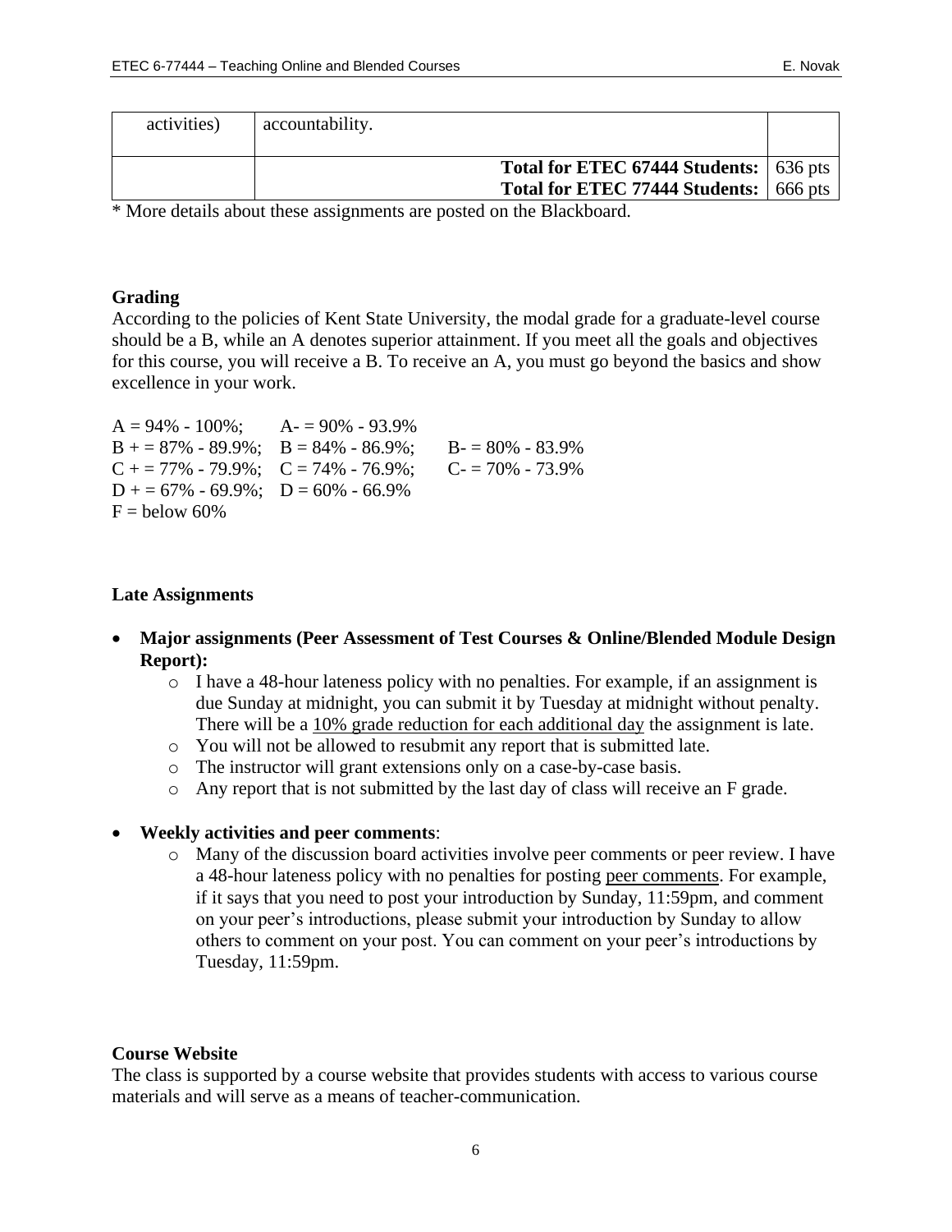| activities) | accountability. | |
|---|---|---|
| | **Total for ETEC 67444 Students:**<br>**Total for ETEC 77444 Students:** | 636 pts<br>666 pts |

\* More details about these assignments are posted on the Blackboard.

**Grading**

According to the policies of Kent State University, the modal grade for a graduate-level course should be a B, while an A denotes superior attainment. If you meet all the goals and objectives for this course, you will receive a B. To receive an A, you must go beyond the basics and show excellence in your work.

A = 94% - 100%; A- = 90% - 93.9%
B + = 87% - 89.9%; B = 84% - 86.9%; B- = 80% - 83.9%
C + = 77% - 79.9%; C = 74% - 76.9%; C- = 70% - 73.9%
D + = 67% - 69.9%; D = 60% - 66.9%
F = below 60%

**Late Assignments**

- **Major assignments (Peer Assessment of Test Courses & Online/Blended Module Design Report):**
  - I have a 48-hour lateness policy with no penalties. For example, if an assignment is due Sunday at midnight, you can submit it by Tuesday at midnight without penalty. There will be a 10% grade reduction for each additional day the assignment is late.
  - You will not be allowed to resubmit any report that is submitted late.
  - The instructor will grant extensions only on a case-by-case basis.
  - Any report that is not submitted by the last day of class will receive an F grade.

- **Weekly activities and peer comments**:
  - Many of the discussion board activities involve peer comments or peer review. I have a 48-hour lateness policy with no penalties for posting peer comments. For example, if it says that you need to post your introduction by Sunday, 11:59pm, and comment on your peer's introductions, please submit your introduction by Sunday to allow others to comment on your post. You can comment on your peer's introductions by Tuesday, 11:59pm.

**Course Website**

The class is supported by a course website that provides students with access to various course materials and will serve as a means of teacher-communication.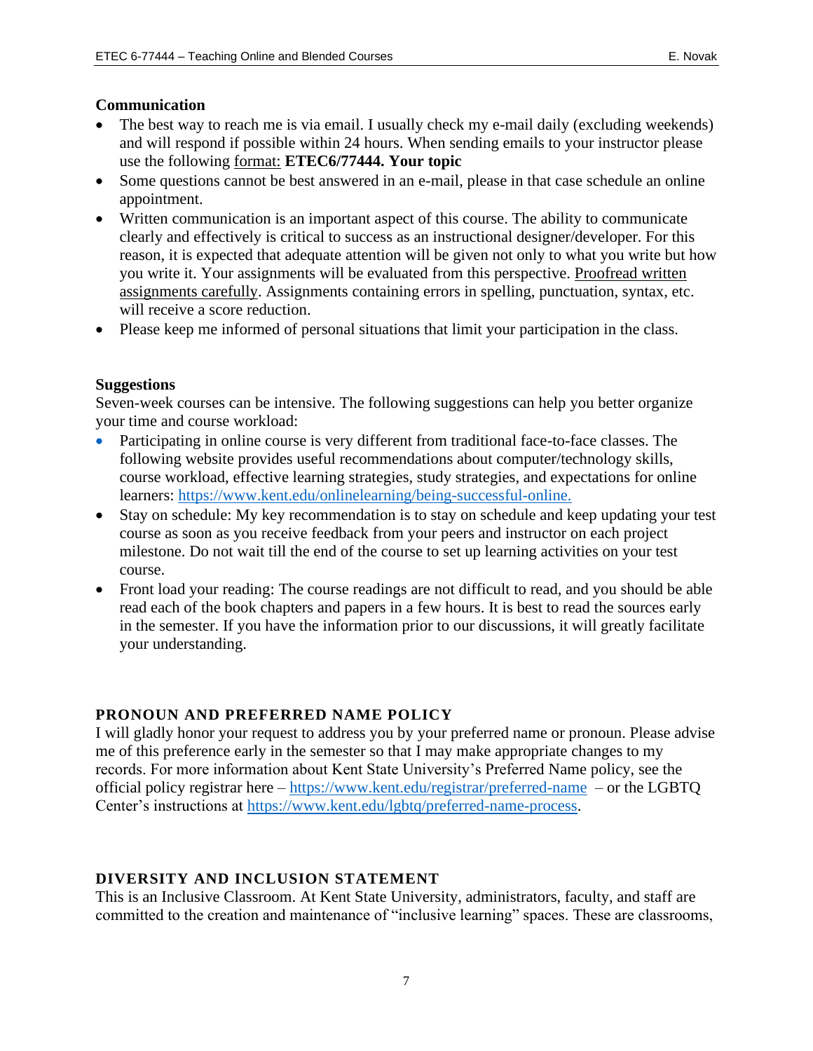### Communication

- The best way to reach me is via email. I usually check my e-mail daily (excluding weekends) and will respond if possible within 24 hours. When sending emails to your instructor please use the following format: **ETEC6/77444. Your topic**
- Some questions cannot be best answered in an e-mail, please in that case schedule an online appointment.
- Written communication is an important aspect of this course. The ability to communicate clearly and effectively is critical to success as an instructional designer/developer. For this reason, it is expected that adequate attention will be given not only to what you write but how you write it. Your assignments will be evaluated from this perspective. Proofread written assignments carefully. Assignments containing errors in spelling, punctuation, syntax, etc. will receive a score reduction.
- Please keep me informed of personal situations that limit your participation in the class.

### Suggestions

Seven-week courses can be intensive. The following suggestions can help you better organize your time and course workload:

- Participating in online course is very different from traditional face-to-face classes. The following website provides useful recommendations about computer/technology skills, course workload, effective learning strategies, study strategies, and expectations for online learners: https://www.kent.edu/onlinelearning/being-successful-online.
- Stay on schedule: My key recommendation is to stay on schedule and keep updating your test course as soon as you receive feedback from your peers and instructor on each project milestone. Do not wait till the end of the course to set up learning activities on your test course.
- Front load your reading: The course readings are not difficult to read, and you should be able read each of the book chapters and papers in a few hours. It is best to read the sources early in the semester. If you have the information prior to our discussions, it will greatly facilitate your understanding.

## PRONOUN AND PREFERRED NAME POLICY

I will gladly honor your request to address you by your preferred name or pronoun. Please advise me of this preference early in the semester so that I may make appropriate changes to my records. For more information about Kent State University's Preferred Name policy, see the official policy registrar here – https://www.kent.edu/registrar/preferred-name – or the LGBTQ Center's instructions at https://www.kent.edu/lgbtq/preferred-name-process.

## DIVERSITY AND INCLUSION STATEMENT

This is an Inclusive Classroom. At Kent State University, administrators, faculty, and staff are committed to the creation and maintenance of "inclusive learning" spaces. These are classrooms,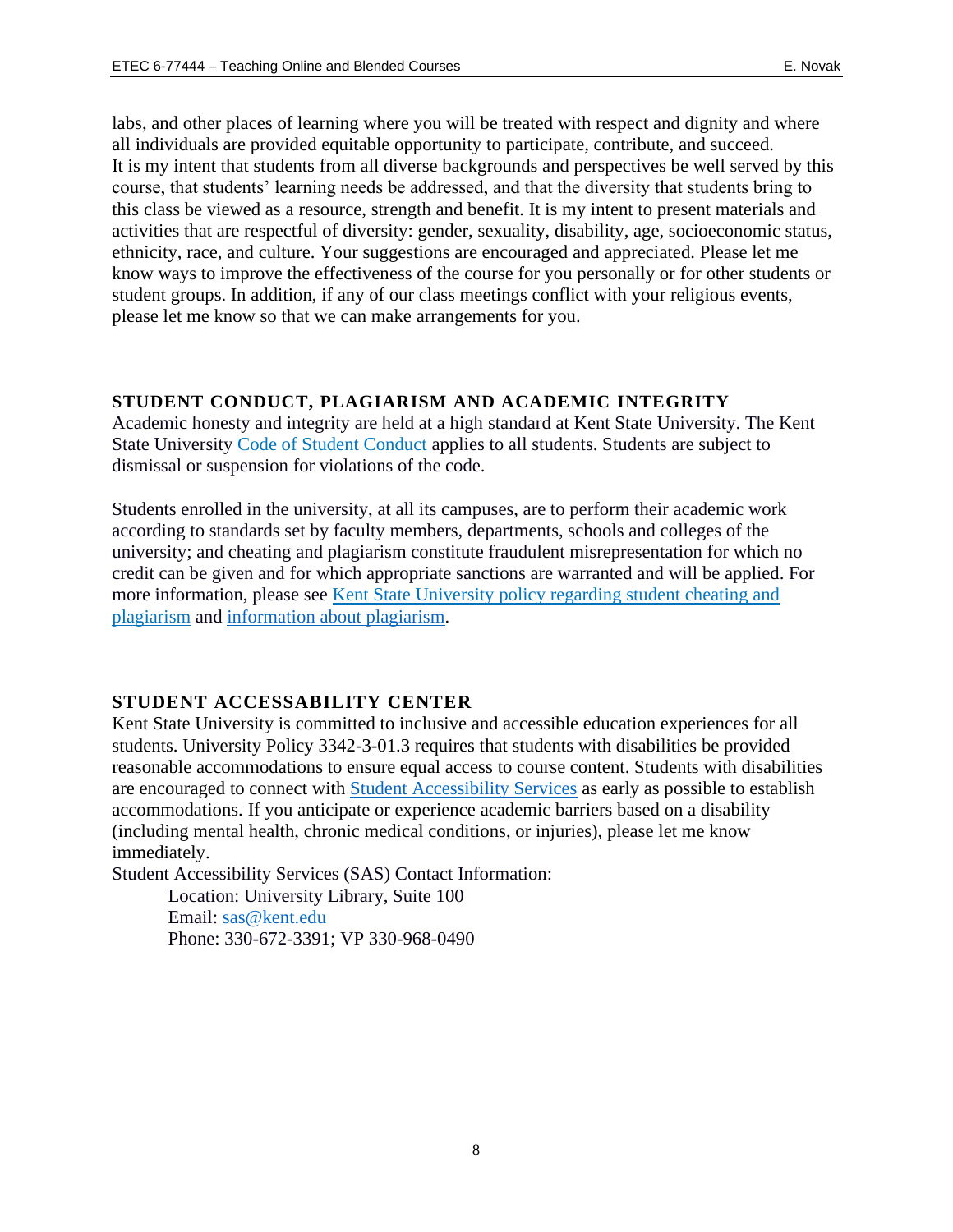labs, and other places of learning where you will be treated with respect and dignity and where all individuals are provided equitable opportunity to participate, contribute, and succeed.
It is my intent that students from all diverse backgrounds and perspectives be well served by this course, that students' learning needs be addressed, and that the diversity that students bring to this class be viewed as a resource, strength and benefit. It is my intent to present materials and activities that are respectful of diversity: gender, sexuality, disability, age, socioeconomic status, ethnicity, race, and culture. Your suggestions are encouraged and appreciated. Please let me know ways to improve the effectiveness of the course for you personally or for other students or student groups. In addition, if any of our class meetings conflict with your religious events, please let me know so that we can make arrangements for you.

## STUDENT CONDUCT, PLAGIARISM AND ACADEMIC INTEGRITY

Academic honesty and integrity are held at a high standard at Kent State University. The Kent State University Code of Student Conduct applies to all students. Students are subject to dismissal or suspension for violations of the code.

Students enrolled in the university, at all its campuses, are to perform their academic work according to standards set by faculty members, departments, schools and colleges of the university; and cheating and plagiarism constitute fraudulent misrepresentation for which no credit can be given and for which appropriate sanctions are warranted and will be applied. For more information, please see Kent State University policy regarding student cheating and plagiarism and information about plagiarism.

## STUDENT ACCESSABILITY CENTER

Kent State University is committed to inclusive and accessible education experiences for all students. University Policy 3342-3-01.3 requires that students with disabilities be provided reasonable accommodations to ensure equal access to course content. Students with disabilities are encouraged to connect with Student Accessibility Services as early as possible to establish accommodations. If you anticipate or experience academic barriers based on a disability (including mental health, chronic medical conditions, or injuries), please let me know immediately.
Student Accessibility Services (SAS) Contact Information:

Location: University Library, Suite 100
Email: sas@kent.edu
Phone: 330-672-3391; VP 330-968-0490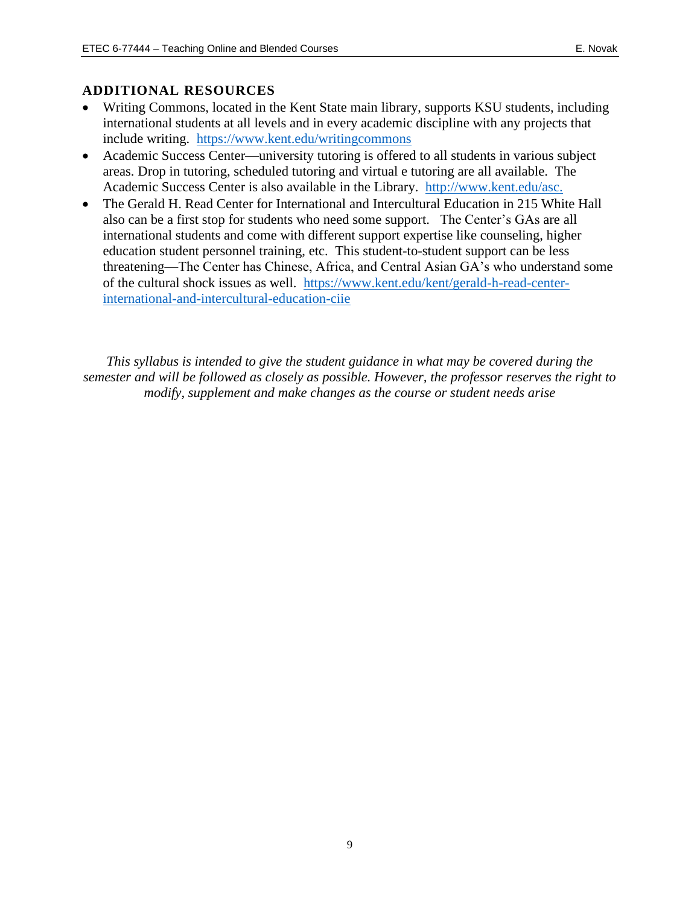## ADDITIONAL RESOURCES

- Writing Commons, located in the Kent State main library, supports KSU students, including international students at all levels and in every academic discipline with any projects that include writing. https://www.kent.edu/writingcommons
- Academic Success Center—university tutoring is offered to all students in various subject areas. Drop in tutoring, scheduled tutoring and virtual e tutoring are all available. The Academic Success Center is also available in the Library. http://www.kent.edu/asc.
- The Gerald H. Read Center for International and Intercultural Education in 215 White Hall also can be a first stop for students who need some support. The Center's GAs are all international students and come with different support expertise like counseling, higher education student personnel training, etc. This student-to-student support can be less threatening—The Center has Chinese, Africa, and Central Asian GA's who understand some of the cultural shock issues as well. https://www.kent.edu/kent/gerald-h-read-center-international-and-intercultural-education-ciie

*This syllabus is intended to give the student guidance in what may be covered during the semester and will be followed as closely as possible. However, the professor reserves the right to modify, supplement and make changes as the course or student needs arise*